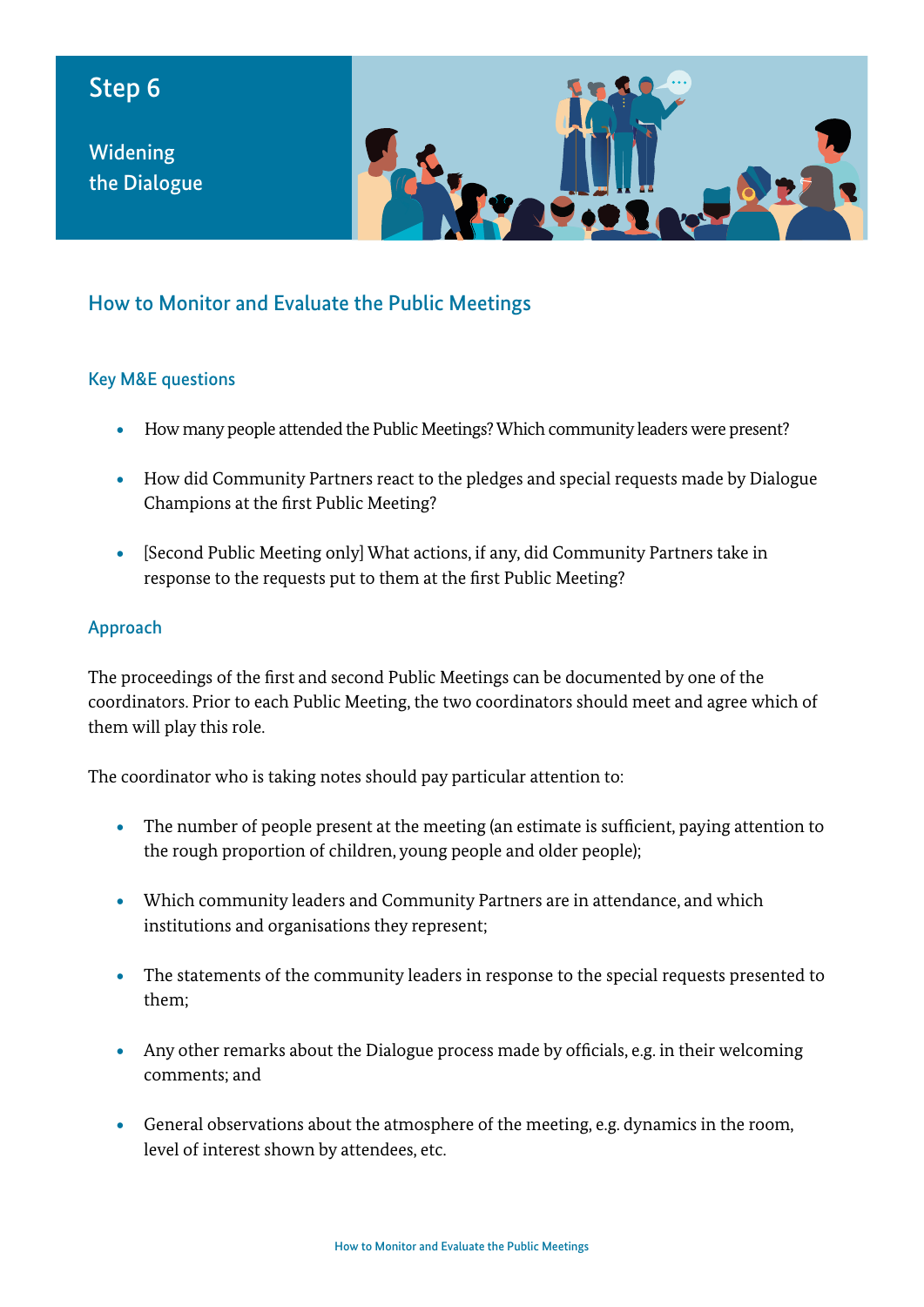# Step 6

## Widening the Dialogue

## How to Monitor and Evaluate the Public Meetings

### Key M&E questions

- How many people attended the Public Meetings? Which community leaders were present?
- How did Community Partners react to the pledges and special requests made by Dialogue Champions at the first Public Meeting?
- [Second Public Meeting only] What actions, if any, did Community Partners take in response to the requests put to them at the first Public Meeting?

### Approach

The proceedings of the first and second Public Meetings can be documented by one of the coordinators. Prior to each Public Meeting, the two coordinators should meet and agree which of them will play this role.

The coordinator who is taking notes should pay particular attention to:

- The number of people present at the meeting (an estimate is sufficient, paying attention to the rough proportion of children, young people and older people);
- Which community leaders and Community Partners are in attendance, and which institutions and organisations they represent;
- The statements of the community leaders in response to the special requests presented to them;
- Any other remarks about the Dialogue process made by officials, e.g. in their welcoming comments; and
- General observations about the atmosphere of the meeting, e.g. dynamics in the room, level of interest shown by attendees, etc.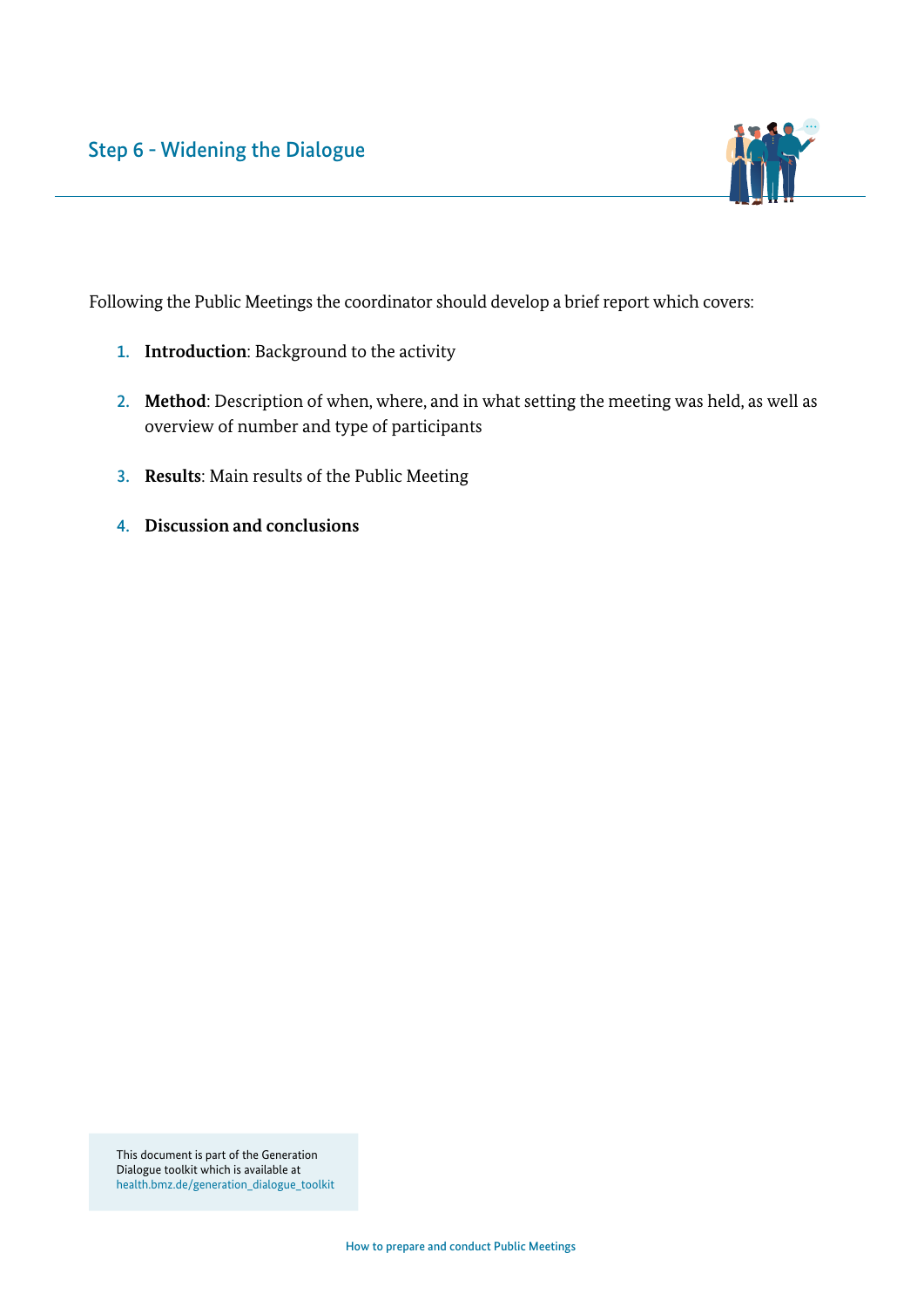## Step 6 - Widening the Dialogue

Following the Public Meetings the coordinator should develop a brief report which covers:

1. **Introduction**: Background to the activity
2. **Method**: Description of when, where, and in what setting the meeting was held, as well as overview of number and type of participants
3. **Results**: Main results of the Public Meeting
4. **Discussion and conclusions**

This document is part of the Generation Dialogue toolkit which is available at health.bmz.de/generation_dialogue_toolkit